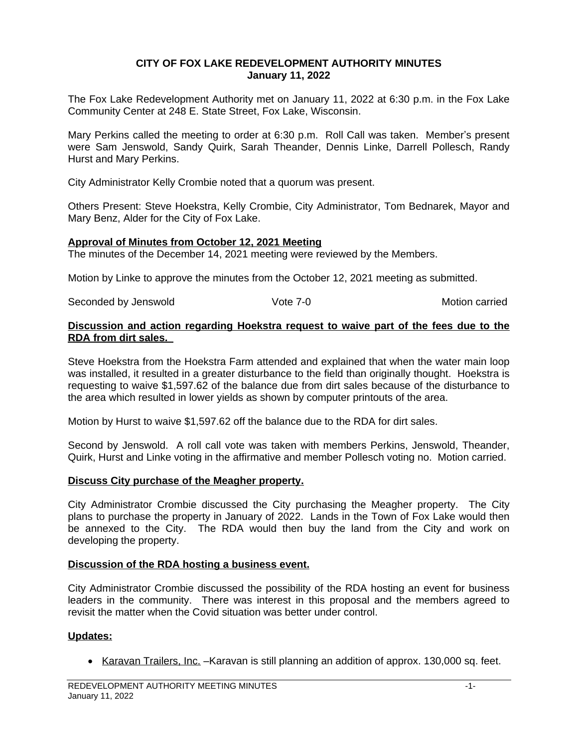# CITY OF FOX LAKE REDEVELOPMENT AUTHORITY MINUTES
## January 11, 2022

The Fox Lake Redevelopment Authority met on January 11, 2022 at 6:30 p.m. in the Fox Lake Community Center at 248 E. State Street, Fox Lake, Wisconsin.

Mary Perkins called the meeting to order at 6:30 p.m. Roll Call was taken. Member's present were Sam Jenswold, Sandy Quirk, Sarah Theander, Dennis Linke, Darrell Pollesch, Randy Hurst and Mary Perkins.

City Administrator Kelly Crombie noted that a quorum was present.

Others Present: Steve Hoekstra, Kelly Crombie, City Administrator, Tom Bednarek, Mayor and Mary Benz, Alder for the City of Fox Lake.

**Approval of Minutes from October 12, 2021 Meeting**

The minutes of the December 14, 2021 meeting were reviewed by the Members.

Motion by Linke to approve the minutes from the October 12, 2021 meeting as submitted.

Seconded by Jenswold Vote 7-0 Motion carried

**Discussion and action regarding Hoekstra request to waive part of the fees due to the RDA from dirt sales.**

Steve Hoekstra from the Hoekstra Farm attended and explained that when the water main loop was installed, it resulted in a greater disturbance to the field than originally thought. Hoekstra is requesting to waive $1,597.62 of the balance due from dirt sales because of the disturbance to the area which resulted in lower yields as shown by computer printouts of the area.

Motion by Hurst to waive $1,597.62 off the balance due to the RDA for dirt sales.

Second by Jenswold. A roll call vote was taken with members Perkins, Jenswold, Theander, Quirk, Hurst and Linke voting in the affirmative and member Pollesch voting no. Motion carried.

**Discuss City purchase of the Meagher property.**

City Administrator Crombie discussed the City purchasing the Meagher property. The City plans to purchase the property in January of 2022. Lands in the Town of Fox Lake would then be annexed to the City. The RDA would then buy the land from the City and work on developing the property.

**Discussion of the RDA hosting a business event.**

City Administrator Crombie discussed the possibility of the RDA hosting an event for business leaders in the community. There was interest in this proposal and the members agreed to revisit the matter when the Covid situation was better under control.

**Updates:**

- Karavan Trailers, Inc. –Karavan is still planning an addition of approx. 130,000 sq. feet.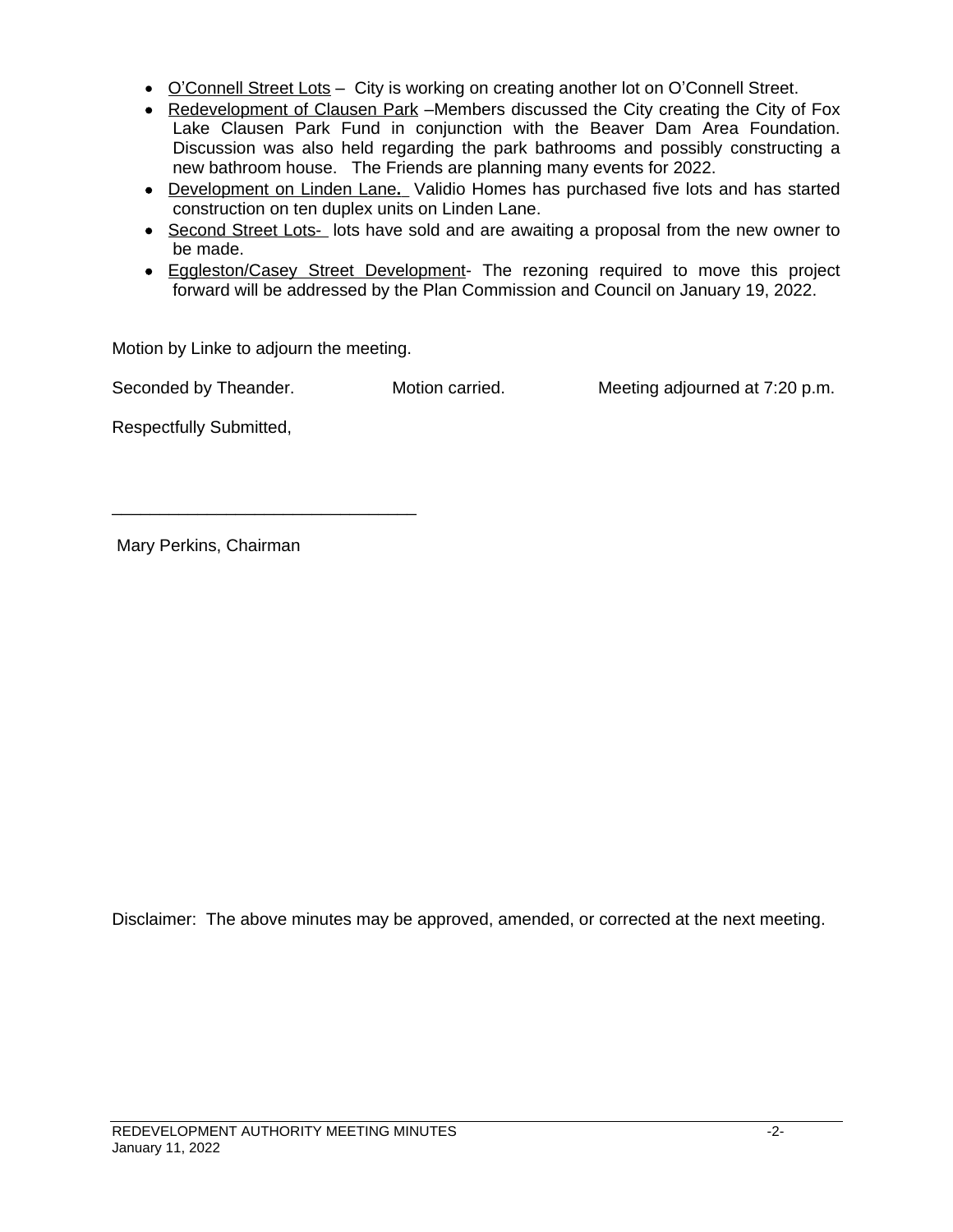- <u>O'Connell Street Lots</u> – City is working on creating another lot on O'Connell Street.
- <u>Redevelopment of Clausen Park</u> –Members discussed the City creating the City of Fox Lake Clausen Park Fund in conjunction with the Beaver Dam Area Foundation. Discussion was also held regarding the park bathrooms and possibly constructing a new bathroom house. The Friends are planning many events for 2022.
- <u>Development on Linden Lane.</u> Validio Homes has purchased five lots and has started construction on ten duplex units on Linden Lane.
- <u>Second Street Lots-</u> lots have sold and are awaiting a proposal from the new owner to be made.
- <u>Eggleston/Casey Street Development</u>- The rezoning required to move this project forward will be addressed by the Plan Commission and Council on January 19, 2022.

Motion by Linke to adjourn the meeting.

Seconded by Theander. Motion carried. Meeting adjourned at 7:20 p.m.

Respectfully Submitted,

\_\_\_\_\_\_\_\_\_\_\_\_\_\_\_\_\_\_\_\_\_\_\_\_\_\_\_\_\_\_\_\_

Mary Perkins, Chairman

Disclaimer: The above minutes may be approved, amended, or corrected at the next meeting.